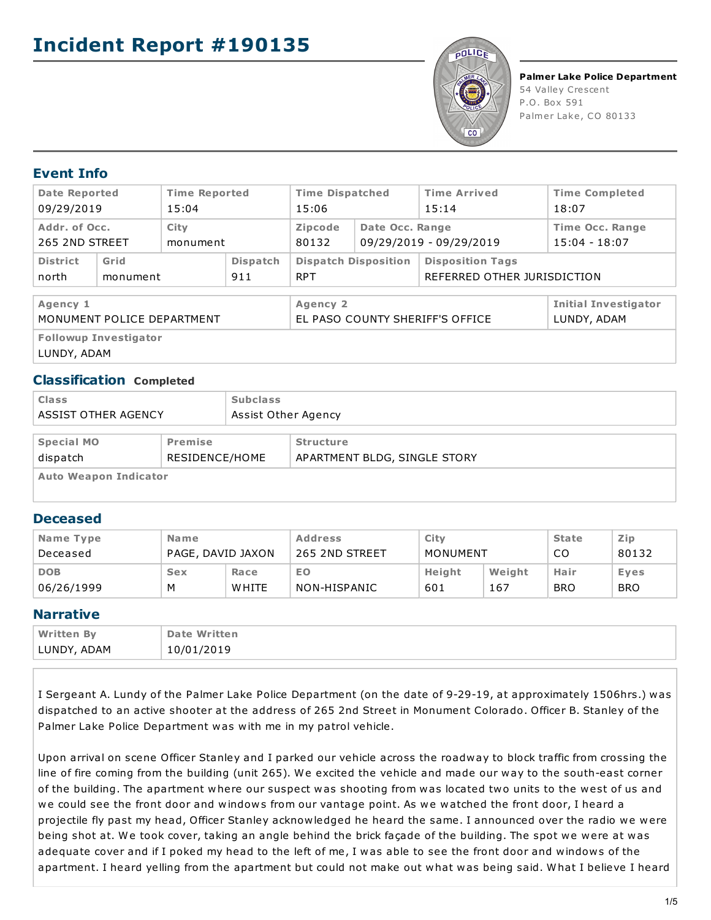# Incident Report #190135

**Palmer Lake Police Department**
54 Valley Crescent
P.O. Box 591
Palmer Lake, CO 80133

## Event Info

| Date Reported | Time Reported | Time Dispatched | Time Arrived | Time Completed |
|---|---|---|---|---|
| 09/29/2019 | 15:04 | 15:06 | 15:14 | 18:07 |

| Addr. of Occ. | City | Zipcode | Date Occ. Range | Time Occ. Range |
|---|---|---|---|---|
| 265 2ND STREET | monument | 80132 | 09/29/2019 - 09/29/2019 | 15:04 - 18:07 |

| District | Grid | Dispatch | Dispatch Disposition | Disposition Tags |
|---|---|---|---|---|
| north | monument | 911 | RPT | REFERRED OTHER JURISDICTION |

| Agency 1 | Agency 2 | Initial Investigator |
|---|---|---|
| MONUMENT POLICE DEPARTMENT | EL PASO COUNTY SHERIFF'S OFFICE | LUNDY, ADAM |

| Followup Investigator |
|---|
| LUNDY, ADAM |

## Classification **Completed**

| Class | Subclass |
|---|---|
| ASSIST OTHER AGENCY | Assist Other Agency |

| Special MO | Premise | Structure |
|---|---|---|
| dispatch | RESIDENCE/HOME | APARTMENT BLDG, SINGLE STORY |

| Auto Weapon Indicator |
|---|
| |

## Deceased

| Name Type | Name | | Address | City | | State | Zip |
|---|---|---|---|---|---|---|---|
| Deceased | PAGE, DAVID JAXON | | 265 2ND STREET | MONUMENT | | CO | 80132 |
| **DOB** | **Sex** | **Race** | **EO** | **Height** | **Weight** | **Hair** | **Eyes** |
| 06/26/1999 | M | WHITE | NON-HISPANIC | 601 | 167 | BRO | BRO |

## Narrative

| Written By | Date Written |
|---|---|
| LUNDY, ADAM | 10/01/2019 |

I Sergeant A. Lundy of the Palmer Lake Police Department (on the date of 9-29-19, at approximately 1506hrs.) was dispatched to an active shooter at the address of 265 2nd Street in Monument Colorado. Officer B. Stanley of the Palmer Lake Police Department was with me in my patrol vehicle.

Upon arrival on scene Officer Stanley and I parked our vehicle across the roadway to block traffic from crossing the line of fire coming from the building (unit 265). We excited the vehicle and made our way to the south-east corner of the building. The apartment where our suspect was shooting from was located two units to the west of us and we could see the front door and windows from our vantage point. As we watched the front door, I heard a projectile fly past my head, Officer Stanley acknowledged he heard the same. I announced over the radio we were being shot at. We took cover, taking an angle behind the brick façade of the building. The spot we were at was adequate cover and if I poked my head to the left of me, I was able to see the front door and windows of the apartment. I heard yelling from the apartment but could not make out what was being said. What I believe I heard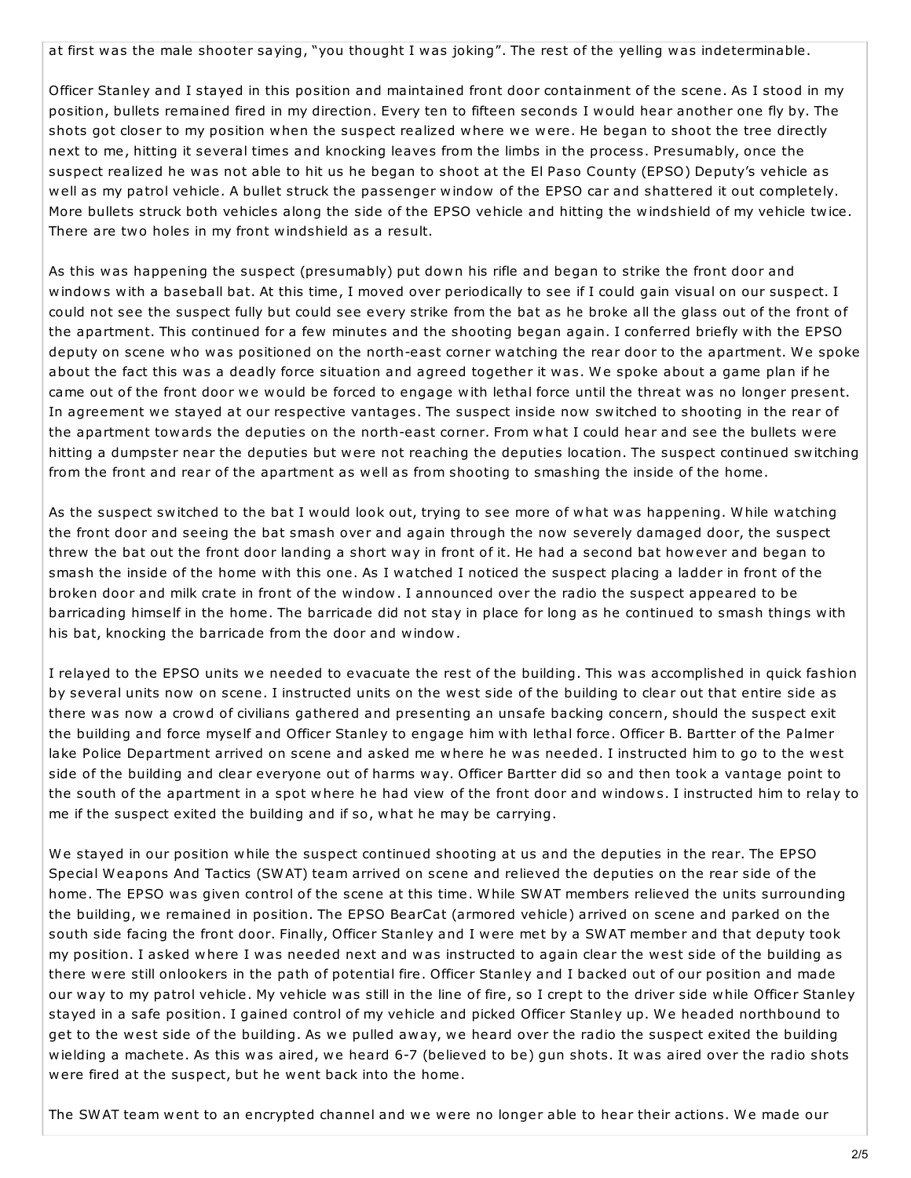at first was the male shooter saying, "you thought I was joking". The rest of the yelling was indeterminable.

Officer Stanley and I stayed in this position and maintained front door containment of the scene. As I stood in my position, bullets remained fired in my direction. Every ten to fifteen seconds I would hear another one fly by. The shots got closer to my position when the suspect realized where we were. He began to shoot the tree directly next to me, hitting it several times and knocking leaves from the limbs in the process. Presumably, once the suspect realized he was not able to hit us he began to shoot at the El Paso County (EPSO) Deputy's vehicle as well as my patrol vehicle. A bullet struck the passenger window of the EPSO car and shattered it out completely. More bullets struck both vehicles along the side of the EPSO vehicle and hitting the windshield of my vehicle twice. There are two holes in my front windshield as a result.

As this was happening the suspect (presumably) put down his rifle and began to strike the front door and windows with a baseball bat. At this time, I moved over periodically to see if I could gain visual on our suspect. I could not see the suspect fully but could see every strike from the bat as he broke all the glass out of the front of the apartment. This continued for a few minutes and the shooting began again. I conferred briefly with the EPSO deputy on scene who was positioned on the north-east corner watching the rear door to the apartment. We spoke about the fact this was a deadly force situation and agreed together it was. We spoke about a game plan if he came out of the front door we would be forced to engage with lethal force until the threat was no longer present. In agreement we stayed at our respective vantages. The suspect inside now switched to shooting in the rear of the apartment towards the deputies on the north-east corner. From what I could hear and see the bullets were hitting a dumpster near the deputies but were not reaching the deputies location. The suspect continued switching from the front and rear of the apartment as well as from shooting to smashing the inside of the home.

As the suspect switched to the bat I would look out, trying to see more of what was happening. While watching the front door and seeing the bat smash over and again through the now severely damaged door, the suspect threw the bat out the front door landing a short way in front of it. He had a second bat however and began to smash the inside of the home with this one. As I watched I noticed the suspect placing a ladder in front of the broken door and milk crate in front of the window. I announced over the radio the suspect appeared to be barricading himself in the home. The barricade did not stay in place for long as he continued to smash things with his bat, knocking the barricade from the door and window.

I relayed to the EPSO units we needed to evacuate the rest of the building. This was accomplished in quick fashion by several units now on scene. I instructed units on the west side of the building to clear out that entire side as there was now a crowd of civilians gathered and presenting an unsafe backing concern, should the suspect exit the building and force myself and Officer Stanley to engage him with lethal force. Officer B. Bartter of the Palmer lake Police Department arrived on scene and asked me where he was needed. I instructed him to go to the west side of the building and clear everyone out of harms way. Officer Bartter did so and then took a vantage point to the south of the apartment in a spot where he had view of the front door and windows. I instructed him to relay to me if the suspect exited the building and if so, what he may be carrying.

We stayed in our position while the suspect continued shooting at us and the deputies in the rear. The EPSO Special Weapons And Tactics (SWAT) team arrived on scene and relieved the deputies on the rear side of the home. The EPSO was given control of the scene at this time. While SWAT members relieved the units surrounding the building, we remained in position. The EPSO BearCat (armored vehicle) arrived on scene and parked on the south side facing the front door. Finally, Officer Stanley and I were met by a SWAT member and that deputy took my position. I asked where I was needed next and was instructed to again clear the west side of the building as there were still onlookers in the path of potential fire. Officer Stanley and I backed out of our position and made our way to my patrol vehicle. My vehicle was still in the line of fire, so I crept to the driver side while Officer Stanley stayed in a safe position. I gained control of my vehicle and picked Officer Stanley up. We headed northbound to get to the west side of the building. As we pulled away, we heard over the radio the suspect exited the building wielding a machete. As this was aired, we heard 6-7 (believed to be) gun shots. It was aired over the radio shots were fired at the suspect, but he went back into the home.

The SWAT team went to an encrypted channel and we were no longer able to hear their actions. We made our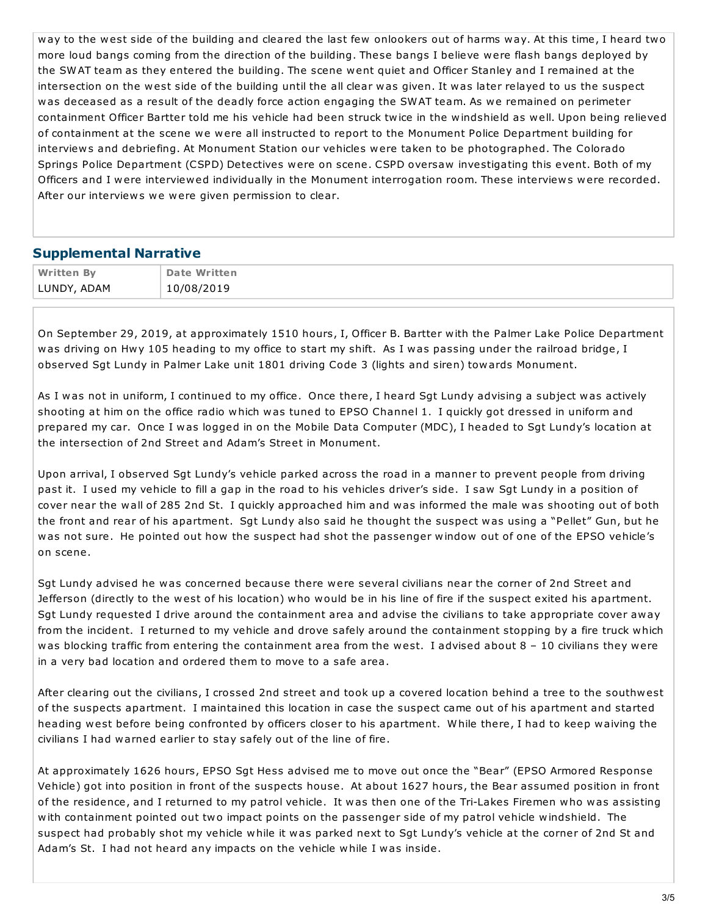way to the west side of the building and cleared the last few onlookers out of harms way. At this time, I heard two more loud bangs coming from the direction of the building. These bangs I believe were flash bangs deployed by the SWAT team as they entered the building. The scene went quiet and Officer Stanley and I remained at the intersection on the west side of the building until the all clear was given. It was later relayed to us the suspect was deceased as a result of the deadly force action engaging the SWAT team. As we remained on perimeter containment Officer Bartter told me his vehicle had been struck twice in the windshield as well. Upon being relieved of containment at the scene we were all instructed to report to the Monument Police Department building for interviews and debriefing. At Monument Station our vehicles were taken to be photographed. The Colorado Springs Police Department (CSPD) Detectives were on scene. CSPD oversaw investigating this event. Both of my Officers and I were interviewed individually in the Monument interrogation room. These interviews were recorded. After our interviews we were given permission to clear.

## Supplemental Narrative

| Written By | Date Written |
|---|---|
| LUNDY, ADAM | 10/08/2019 |

On September 29, 2019, at approximately 1510 hours, I, Officer B. Bartter with the Palmer Lake Police Department was driving on Hwy 105 heading to my office to start my shift. As I was passing under the railroad bridge, I observed Sgt Lundy in Palmer Lake unit 1801 driving Code 3 (lights and siren) towards Monument.

As I was not in uniform, I continued to my office. Once there, I heard Sgt Lundy advising a subject was actively shooting at him on the office radio which was tuned to EPSO Channel 1. I quickly got dressed in uniform and prepared my car. Once I was logged in on the Mobile Data Computer (MDC), I headed to Sgt Lundy's location at the intersection of 2nd Street and Adam's Street in Monument.

Upon arrival, I observed Sgt Lundy's vehicle parked across the road in a manner to prevent people from driving past it. I used my vehicle to fill a gap in the road to his vehicles driver's side. I saw Sgt Lundy in a position of cover near the wall of 285 2nd St. I quickly approached him and was informed the male was shooting out of both the front and rear of his apartment. Sgt Lundy also said he thought the suspect was using a "Pellet" Gun, but he was not sure. He pointed out how the suspect had shot the passenger window out of one of the EPSO vehicle's on scene.

Sgt Lundy advised he was concerned because there were several civilians near the corner of 2nd Street and Jefferson (directly to the west of his location) who would be in his line of fire if the suspect exited his apartment. Sgt Lundy requested I drive around the containment area and advise the civilians to take appropriate cover away from the incident. I returned to my vehicle and drove safely around the containment stopping by a fire truck which was blocking traffic from entering the containment area from the west. I advised about 8 – 10 civilians they were in a very bad location and ordered them to move to a safe area.

After clearing out the civilians, I crossed 2nd street and took up a covered location behind a tree to the southwest of the suspects apartment. I maintained this location in case the suspect came out of his apartment and started heading west before being confronted by officers closer to his apartment. While there, I had to keep waiving the civilians I had warned earlier to stay safely out of the line of fire.

At approximately 1626 hours, EPSO Sgt Hess advised me to move out once the "Bear" (EPSO Armored Response Vehicle) got into position in front of the suspects house. At about 1627 hours, the Bear assumed position in front of the residence, and I returned to my patrol vehicle. It was then one of the Tri-Lakes Firemen who was assisting with containment pointed out two impact points on the passenger side of my patrol vehicle windshield. The suspect had probably shot my vehicle while it was parked next to Sgt Lundy's vehicle at the corner of 2nd St and Adam's St. I had not heard any impacts on the vehicle while I was inside.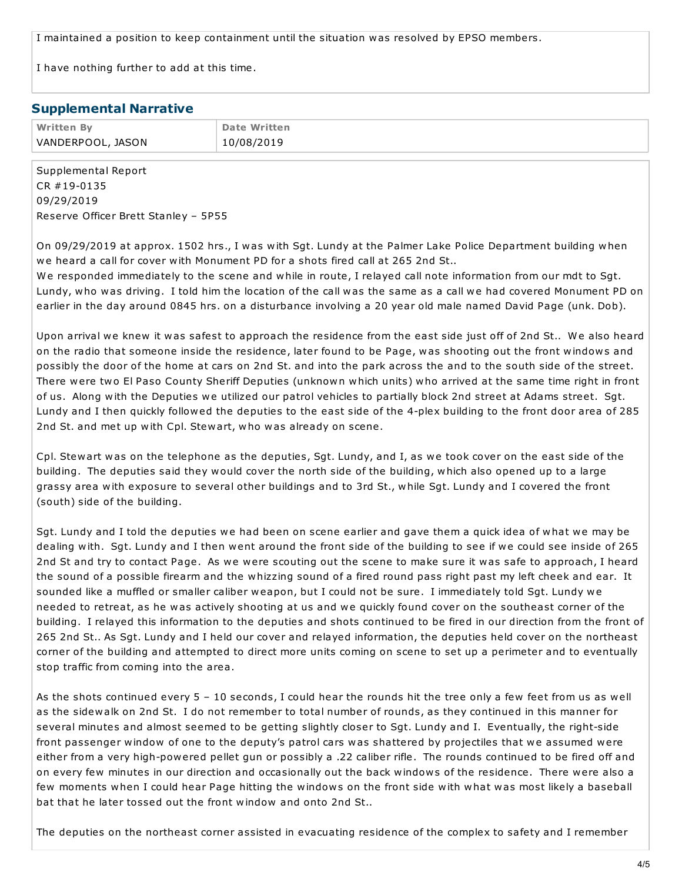I maintained a position to keep containment until the situation was resolved by EPSO members.

I have nothing further to add at this time.

## Supplemental Narrative

| Written By | Date Written |
| --- | --- |
| VANDERPOOL, JASON | 10/08/2019 |

Supplemental Report
CR #19-0135
09/29/2019
Reserve Officer Brett Stanley – 5P55

On 09/29/2019 at approx. 1502 hrs., I was with Sgt. Lundy at the Palmer Lake Police Department building when we heard a call for cover with Monument PD for a shots fired call at 265 2nd St..
We responded immediately to the scene and while in route, I relayed call note information from our mdt to Sgt. Lundy, who was driving. I told him the location of the call was the same as a call we had covered Monument PD on earlier in the day around 0845 hrs. on a disturbance involving a 20 year old male named David Page (unk. Dob).

Upon arrival we knew it was safest to approach the residence from the east side just off of 2nd St.. We also heard on the radio that someone inside the residence, later found to be Page, was shooting out the front windows and possibly the door of the home at cars on 2nd St. and into the park across the and to the south side of the street. There were two El Paso County Sheriff Deputies (unknown which units) who arrived at the same time right in front of us. Along with the Deputies we utilized our patrol vehicles to partially block 2nd street at Adams street. Sgt. Lundy and I then quickly followed the deputies to the east side of the 4-plex building to the front door area of 285 2nd St. and met up with Cpl. Stewart, who was already on scene.

Cpl. Stewart was on the telephone as the deputies, Sgt. Lundy, and I, as we took cover on the east side of the building. The deputies said they would cover the north side of the building, which also opened up to a large grassy area with exposure to several other buildings and to 3rd St., while Sgt. Lundy and I covered the front (south) side of the building.

Sgt. Lundy and I told the deputies we had been on scene earlier and gave them a quick idea of what we may be dealing with. Sgt. Lundy and I then went around the front side of the building to see if we could see inside of 265 2nd St and try to contact Page. As we were scouting out the scene to make sure it was safe to approach, I heard the sound of a possible firearm and the whizzing sound of a fired round pass right past my left cheek and ear. It sounded like a muffled or smaller caliber weapon, but I could not be sure. I immediately told Sgt. Lundy we needed to retreat, as he was actively shooting at us and we quickly found cover on the southeast corner of the building. I relayed this information to the deputies and shots continued to be fired in our direction from the front of 265 2nd St.. As Sgt. Lundy and I held our cover and relayed information, the deputies held cover on the northeast corner of the building and attempted to direct more units coming on scene to set up a perimeter and to eventually stop traffic from coming into the area.

As the shots continued every 5 – 10 seconds, I could hear the rounds hit the tree only a few feet from us as well as the sidewalk on 2nd St. I do not remember to total number of rounds, as they continued in this manner for several minutes and almost seemed to be getting slightly closer to Sgt. Lundy and I. Eventually, the right-side front passenger window of one to the deputy's patrol cars was shattered by projectiles that we assumed were either from a very high-powered pellet gun or possibly a .22 caliber rifle. The rounds continued to be fired off and on every few minutes in our direction and occasionally out the back windows of the residence. There were also a few moments when I could hear Page hitting the windows on the front side with what was most likely a baseball bat that he later tossed out the front window and onto 2nd St..

The deputies on the northeast corner assisted in evacuating residence of the complex to safety and I remember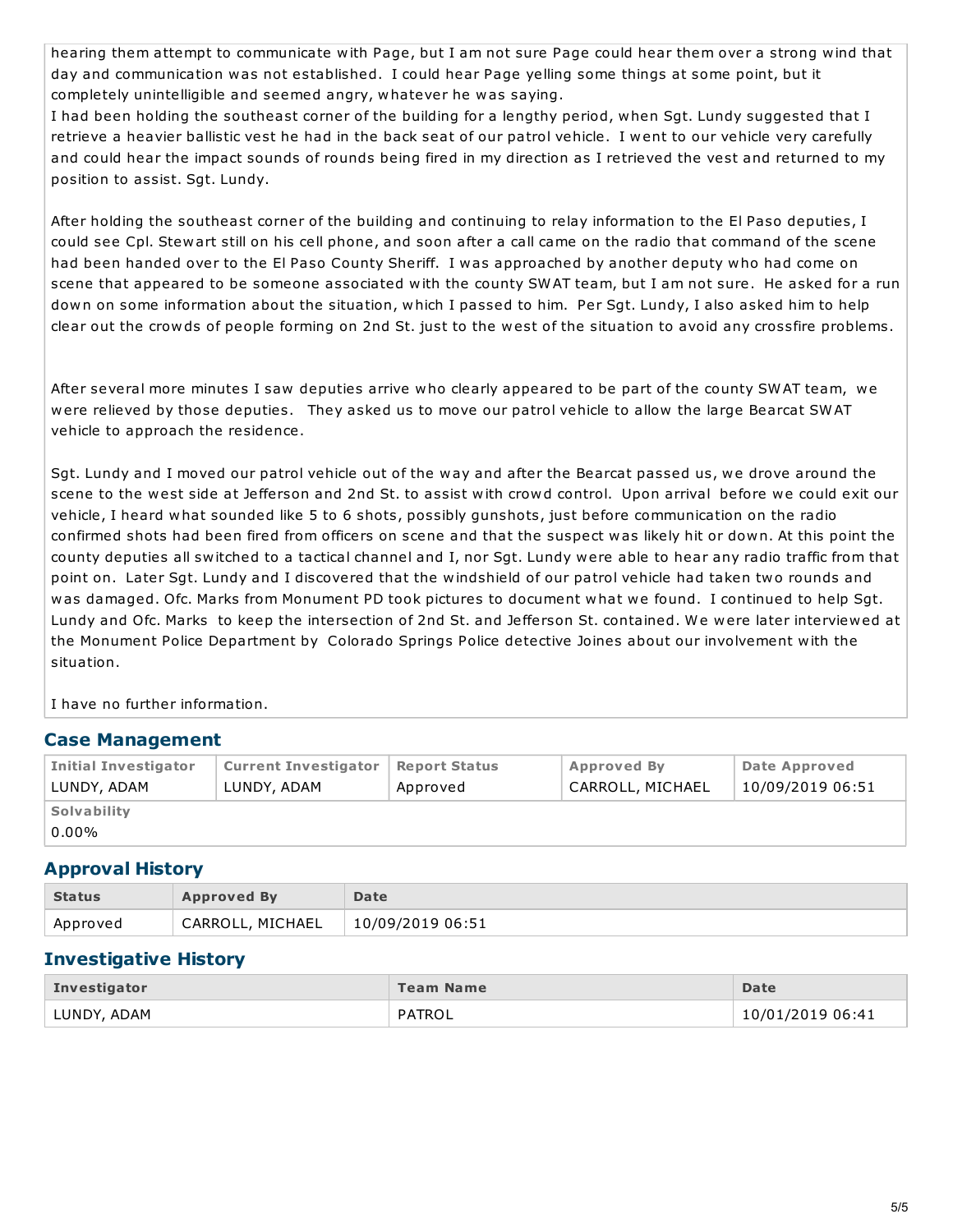hearing them attempt to communicate with Page, but I am not sure Page could hear them over a strong wind that day and communication was not established. I could hear Page yelling some things at some point, but it completely unintelligible and seemed angry, whatever he was saying.
I had been holding the southeast corner of the building for a lengthy period, when Sgt. Lundy suggested that I retrieve a heavier ballistic vest he had in the back seat of our patrol vehicle. I went to our vehicle very carefully and could hear the impact sounds of rounds being fired in my direction as I retrieved the vest and returned to my position to assist. Sgt. Lundy.

After holding the southeast corner of the building and continuing to relay information to the El Paso deputies, I could see Cpl. Stewart still on his cell phone, and soon after a call came on the radio that command of the scene had been handed over to the El Paso County Sheriff. I was approached by another deputy who had come on scene that appeared to be someone associated with the county SWAT team, but I am not sure. He asked for a run down on some information about the situation, which I passed to him. Per Sgt. Lundy, I also asked him to help clear out the crowds of people forming on 2nd St. just to the west of the situation to avoid any crossfire problems.

After several more minutes I saw deputies arrive who clearly appeared to be part of the county SWAT team, we were relieved by those deputies. They asked us to move our patrol vehicle to allow the large Bearcat SWAT vehicle to approach the residence.

Sgt. Lundy and I moved our patrol vehicle out of the way and after the Bearcat passed us, we drove around the scene to the west side at Jefferson and 2nd St. to assist with crowd control. Upon arrival before we could exit our vehicle, I heard what sounded like 5 to 6 shots, possibly gunshots, just before communication on the radio confirmed shots had been fired from officers on scene and that the suspect was likely hit or down. At this point the county deputies all switched to a tactical channel and I, nor Sgt. Lundy were able to hear any radio traffic from that point on. Later Sgt. Lundy and I discovered that the windshield of our patrol vehicle had taken two rounds and was damaged. Ofc. Marks from Monument PD took pictures to document what we found. I continued to help Sgt. Lundy and Ofc. Marks to keep the intersection of 2nd St. and Jefferson St. contained. We were later interviewed at the Monument Police Department by Colorado Springs Police detective Joines about our involvement with the situation.

I have no further information.

## Case Management

| Initial Investigator | Current Investigator | Report Status | Approved By | Date Approved |
|---|---|---|---|---|
| LUNDY, ADAM | LUNDY, ADAM | Approved | CARROLL, MICHAEL | 10/09/2019 06:51 |

| Solvability |
|---|
| 0.00% |

## Approval History

| Status | Approved By | Date |
|---|---|---|
| Approved | CARROLL, MICHAEL | 10/09/2019 06:51 |

## Investigative History

| Investigator | Team Name | Date |
|---|---|---|
| LUNDY, ADAM | PATROL | 10/01/2019 06:41 |